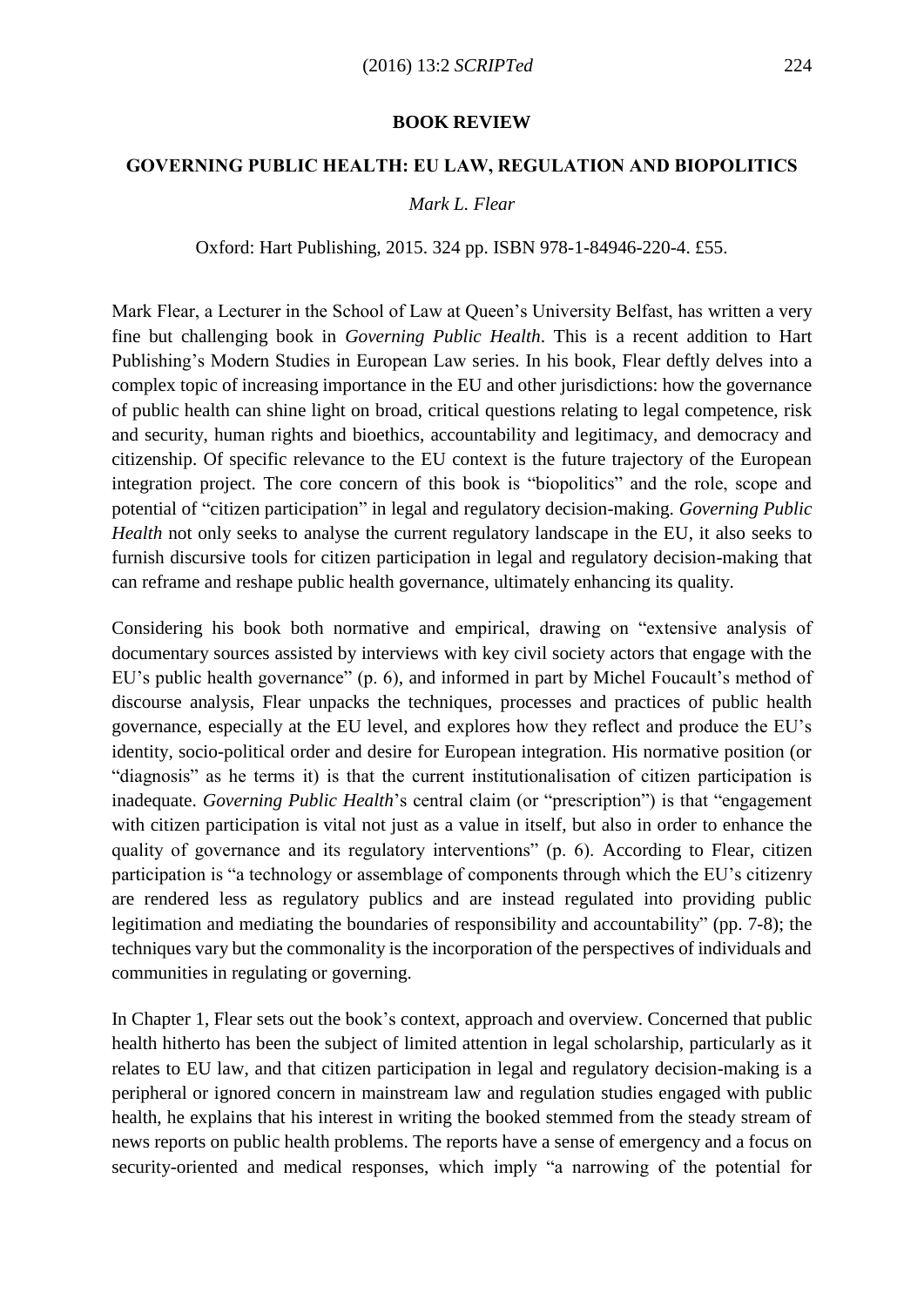**BOOK REVIEW**

**GOVERNING PUBLIC HEALTH: EU LAW, REGULATION AND BIOPOLITICS**

*Mark L. Flear*

Oxford: Hart Publishing, 2015. 324 pp. ISBN 978-1-84946-220-4. £55.

Mark Flear, a Lecturer in the School of Law at Queen's University Belfast, has written a very fine but challenging book in *Governing Public Health*. This is a recent addition to Hart Publishing's Modern Studies in European Law series. In his book, Flear deftly delves into a complex topic of increasing importance in the EU and other jurisdictions: how the governance of public health can shine light on broad, critical questions relating to legal competence, risk and security, human rights and bioethics, accountability and legitimacy, and democracy and citizenship. Of specific relevance to the EU context is the future trajectory of the European integration project. The core concern of this book is "biopolitics" and the role, scope and potential of "citizen participation" in legal and regulatory decision-making. *Governing Public Health* not only seeks to analyse the current regulatory landscape in the EU, it also seeks to furnish discursive tools for citizen participation in legal and regulatory decision-making that can reframe and reshape public health governance, ultimately enhancing its quality.

Considering his book both normative and empirical, drawing on "extensive analysis of documentary sources assisted by interviews with key civil society actors that engage with the EU's public health governance" (p. 6), and informed in part by Michel Foucault's method of discourse analysis, Flear unpacks the techniques, processes and practices of public health governance, especially at the EU level, and explores how they reflect and produce the EU's identity, socio-political order and desire for European integration. His normative position (or "diagnosis" as he terms it) is that the current institutionalisation of citizen participation is inadequate. *Governing Public Health*'s central claim (or "prescription") is that "engagement with citizen participation is vital not just as a value in itself, but also in order to enhance the quality of governance and its regulatory interventions" (p. 6). According to Flear, citizen participation is "a technology or assemblage of components through which the EU's citizenry are rendered less as regulatory publics and are instead regulated into providing public legitimation and mediating the boundaries of responsibility and accountability" (pp. 7-8); the techniques vary but the commonality is the incorporation of the perspectives of individuals and communities in regulating or governing.

In Chapter 1, Flear sets out the book's context, approach and overview. Concerned that public health hitherto has been the subject of limited attention in legal scholarship, particularly as it relates to EU law, and that citizen participation in legal and regulatory decision-making is a peripheral or ignored concern in mainstream law and regulation studies engaged with public health, he explains that his interest in writing the booked stemmed from the steady stream of news reports on public health problems. The reports have a sense of emergency and a focus on security-oriented and medical responses, which imply "a narrowing of the potential for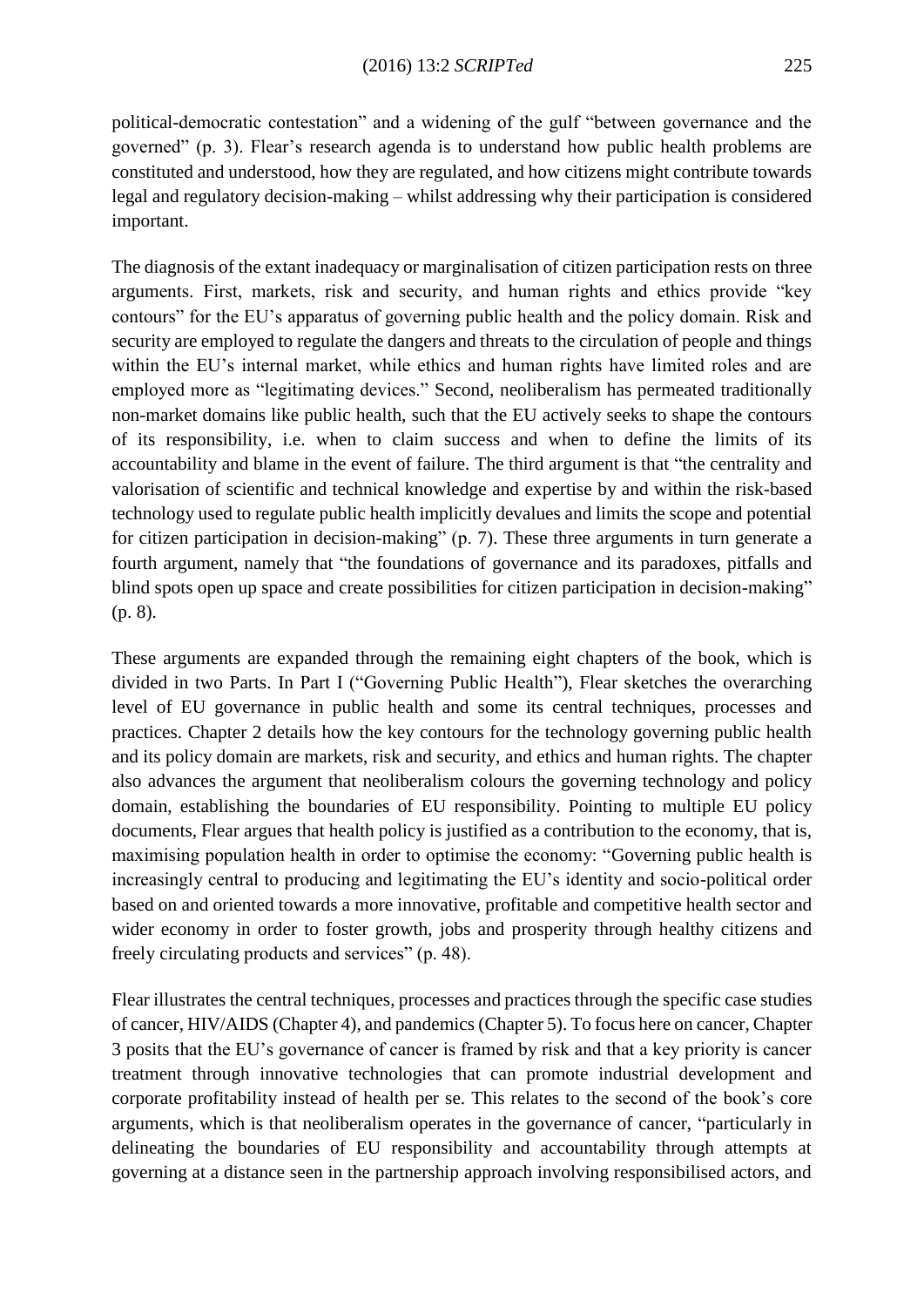political-democratic contestation" and a widening of the gulf "between governance and the governed" (p. 3). Flear's research agenda is to understand how public health problems are constituted and understood, how they are regulated, and how citizens might contribute towards legal and regulatory decision-making – whilst addressing why their participation is considered important.

The diagnosis of the extant inadequacy or marginalisation of citizen participation rests on three arguments. First, markets, risk and security, and human rights and ethics provide "key contours" for the EU's apparatus of governing public health and the policy domain. Risk and security are employed to regulate the dangers and threats to the circulation of people and things within the EU's internal market, while ethics and human rights have limited roles and are employed more as "legitimating devices." Second, neoliberalism has permeated traditionally non-market domains like public health, such that the EU actively seeks to shape the contours of its responsibility, i.e. when to claim success and when to define the limits of its accountability and blame in the event of failure. The third argument is that "the centrality and valorisation of scientific and technical knowledge and expertise by and within the risk-based technology used to regulate public health implicitly devalues and limits the scope and potential for citizen participation in decision-making" (p. 7). These three arguments in turn generate a fourth argument, namely that "the foundations of governance and its paradoxes, pitfalls and blind spots open up space and create possibilities for citizen participation in decision-making" (p. 8).

These arguments are expanded through the remaining eight chapters of the book, which is divided in two Parts. In Part I ("Governing Public Health"), Flear sketches the overarching level of EU governance in public health and some its central techniques, processes and practices. Chapter 2 details how the key contours for the technology governing public health and its policy domain are markets, risk and security, and ethics and human rights. The chapter also advances the argument that neoliberalism colours the governing technology and policy domain, establishing the boundaries of EU responsibility. Pointing to multiple EU policy documents, Flear argues that health policy is justified as a contribution to the economy, that is, maximising population health in order to optimise the economy: "Governing public health is increasingly central to producing and legitimating the EU's identity and socio-political order based on and oriented towards a more innovative, profitable and competitive health sector and wider economy in order to foster growth, jobs and prosperity through healthy citizens and freely circulating products and services" (p. 48).

Flear illustrates the central techniques, processes and practices through the specific case studies of cancer, HIV/AIDS (Chapter 4), and pandemics (Chapter 5). To focus here on cancer, Chapter 3 posits that the EU's governance of cancer is framed by risk and that a key priority is cancer treatment through innovative technologies that can promote industrial development and corporate profitability instead of health per se. This relates to the second of the book's core arguments, which is that neoliberalism operates in the governance of cancer, "particularly in delineating the boundaries of EU responsibility and accountability through attempts at governing at a distance seen in the partnership approach involving responsibilised actors, and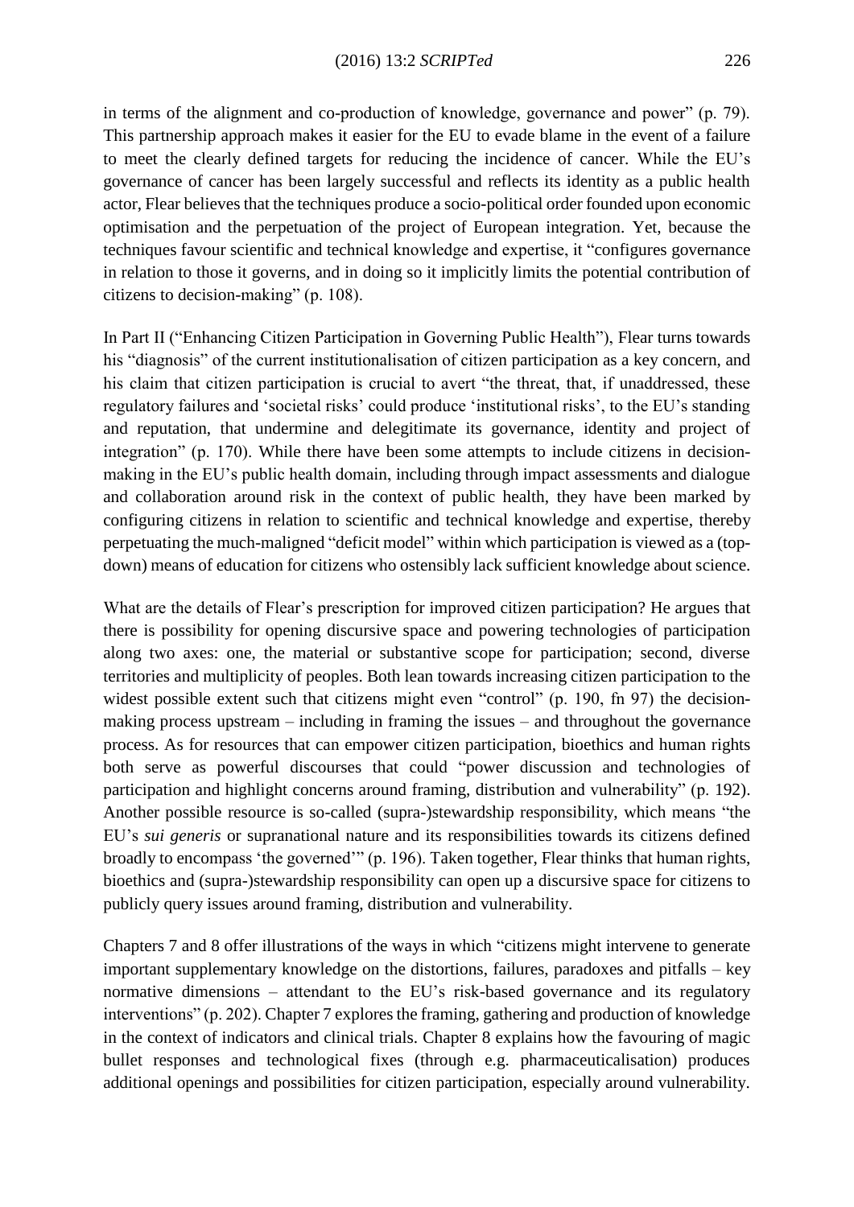in terms of the alignment and co-production of knowledge, governance and power" (p. 79). This partnership approach makes it easier for the EU to evade blame in the event of a failure to meet the clearly defined targets for reducing the incidence of cancer. While the EU's governance of cancer has been largely successful and reflects its identity as a public health actor, Flear believes that the techniques produce a socio-political order founded upon economic optimisation and the perpetuation of the project of European integration. Yet, because the techniques favour scientific and technical knowledge and expertise, it "configures governance in relation to those it governs, and in doing so it implicitly limits the potential contribution of citizens to decision-making" (p. 108).

In Part II ("Enhancing Citizen Participation in Governing Public Health"), Flear turns towards his "diagnosis" of the current institutionalisation of citizen participation as a key concern, and his claim that citizen participation is crucial to avert "the threat, that, if unaddressed, these regulatory failures and 'societal risks' could produce 'institutional risks', to the EU's standing and reputation, that undermine and delegitimate its governance, identity and project of integration" (p. 170). While there have been some attempts to include citizens in decision-making in the EU's public health domain, including through impact assessments and dialogue and collaboration around risk in the context of public health, they have been marked by configuring citizens in relation to scientific and technical knowledge and expertise, thereby perpetuating the much-maligned "deficit model" within which participation is viewed as a (top-down) means of education for citizens who ostensibly lack sufficient knowledge about science.

What are the details of Flear's prescription for improved citizen participation? He argues that there is possibility for opening discursive space and powering technologies of participation along two axes: one, the material or substantive scope for participation; second, diverse territories and multiplicity of peoples. Both lean towards increasing citizen participation to the widest possible extent such that citizens might even "control" (p. 190, fn 97) the decision-making process upstream – including in framing the issues – and throughout the governance process. As for resources that can empower citizen participation, bioethics and human rights both serve as powerful discourses that could "power discussion and technologies of participation and highlight concerns around framing, distribution and vulnerability" (p. 192). Another possible resource is so-called (supra-)stewardship responsibility, which means "the EU's *sui generis* or supranational nature and its responsibilities towards its citizens defined broadly to encompass 'the governed'" (p. 196). Taken together, Flear thinks that human rights, bioethics and (supra-)stewardship responsibility can open up a discursive space for citizens to publicly query issues around framing, distribution and vulnerability.

Chapters 7 and 8 offer illustrations of the ways in which "citizens might intervene to generate important supplementary knowledge on the distortions, failures, paradoxes and pitfalls – key normative dimensions – attendant to the EU's risk-based governance and its regulatory interventions" (p. 202). Chapter 7 explores the framing, gathering and production of knowledge in the context of indicators and clinical trials. Chapter 8 explains how the favouring of magic bullet responses and technological fixes (through e.g. pharmaceuticalisation) produces additional openings and possibilities for citizen participation, especially around vulnerability.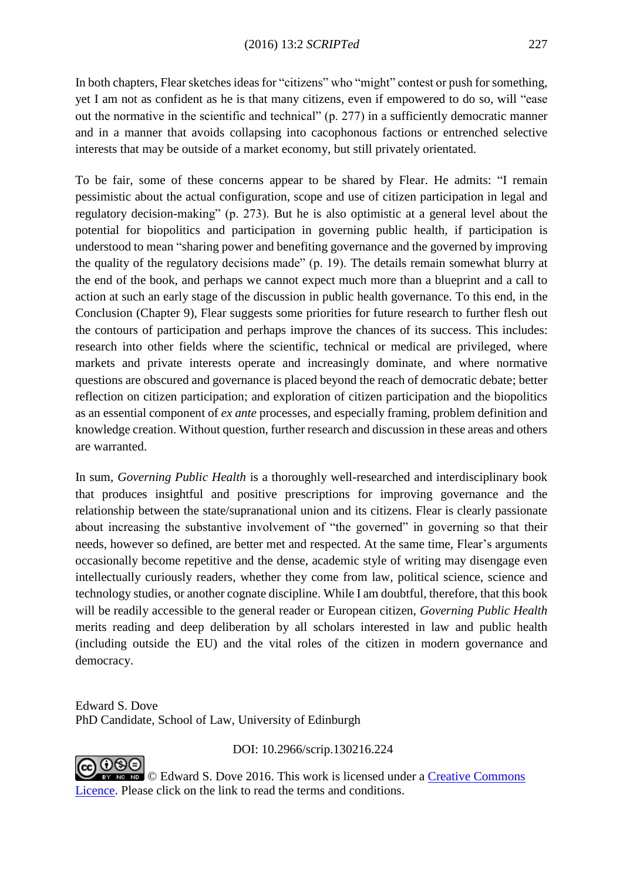In both chapters, Flear sketches ideas for "citizens" who "might" contest or push for something, yet I am not as confident as he is that many citizens, even if empowered to do so, will "ease out the normative in the scientific and technical" (p. 277) in a sufficiently democratic manner and in a manner that avoids collapsing into cacophonous factions or entrenched selective interests that may be outside of a market economy, but still privately orientated.

To be fair, some of these concerns appear to be shared by Flear. He admits: "I remain pessimistic about the actual configuration, scope and use of citizen participation in legal and regulatory decision-making" (p. 273). But he is also optimistic at a general level about the potential for biopolitics and participation in governing public health, if participation is understood to mean "sharing power and benefiting governance and the governed by improving the quality of the regulatory decisions made" (p. 19). The details remain somewhat blurry at the end of the book, and perhaps we cannot expect much more than a blueprint and a call to action at such an early stage of the discussion in public health governance. To this end, in the Conclusion (Chapter 9), Flear suggests some priorities for future research to further flesh out the contours of participation and perhaps improve the chances of its success. This includes: research into other fields where the scientific, technical or medical are privileged, where markets and private interests operate and increasingly dominate, and where normative questions are obscured and governance is placed beyond the reach of democratic debate; better reflection on citizen participation; and exploration of citizen participation and the biopolitics as an essential component of *ex ante* processes, and especially framing, problem definition and knowledge creation. Without question, further research and discussion in these areas and others are warranted.

In sum, *Governing Public Health* is a thoroughly well-researched and interdisciplinary book that produces insightful and positive prescriptions for improving governance and the relationship between the state/supranational union and its citizens. Flear is clearly passionate about increasing the substantive involvement of "the governed" in governing so that their needs, however so defined, are better met and respected. At the same time, Flear's arguments occasionally become repetitive and the dense, academic style of writing may disengage even intellectually curiously readers, whether they come from law, political science, science and technology studies, or another cognate discipline. While I am doubtful, therefore, that this book will be readily accessible to the general reader or European citizen, *Governing Public Health* merits reading and deep deliberation by all scholars interested in law and public health (including outside the EU) and the vital roles of the citizen in modern governance and democracy.

Edward S. Dove
PhD Candidate, School of Law, University of Edinburgh

DOI: 10.2966/scrip.130216.224

© Edward S. Dove 2016. This work is licensed under a Creative Commons Licence. Please click on the link to read the terms and conditions.